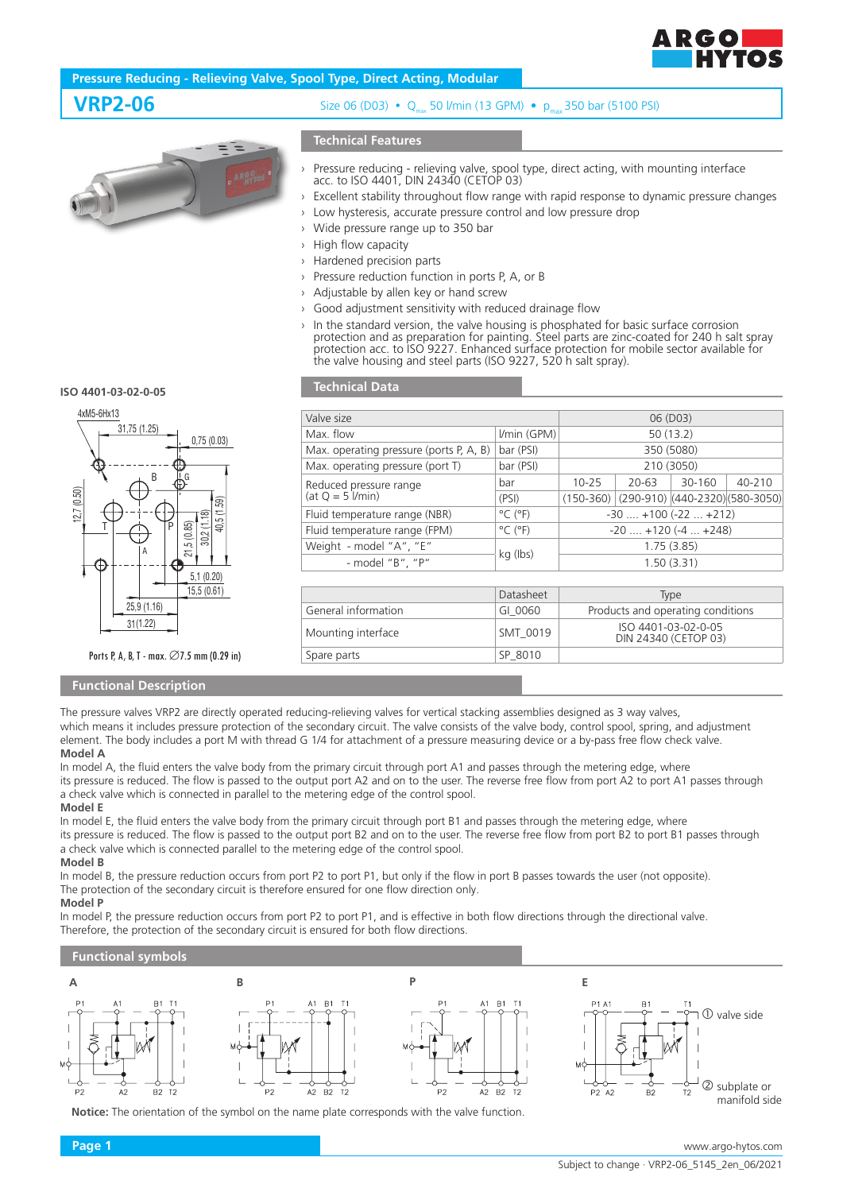## Pressure Reducing - Relieving Valve, Spool Type, Direct Acting, Modular

# VRP2-06

Size 06 (D03) • $Q_{max}$ 50 l/min (13 GPM) • $p_{max}$ 350 bar (5100 PSI)

## Technical Features

- Pressure reducing - relieving valve, spool type, direct acting, with mounting interface acc. to ISO 4401, DIN 24340 (CETOP 03)
- Excellent stability throughout flow range with rapid response to dynamic pressure changes
- Low hysteresis, accurate pressure control and low pressure drop
- Wide pressure range up to 350 bar
- High flow capacity
- Hardened precision parts
- Pressure reduction function in ports P, A, or B
- Adjustable by allen key or hand screw
- Good adjustment sensitivity with reduced drainage flow
- In the standard version, the valve housing is phosphated for basic surface corrosion protection and as preparation for painting. Steel parts are zinc-coated for 240 h salt spray protection acc. to ISO 9227. Enhanced surface protection for mobile sector available for the valve housing and steel parts (ISO 9227, 520 h salt spray).

**ISO 4401-03-02-0-05**

4xM5-6Hx13; 31,75 (1.25); 0,75 (0.03); 12,7 (0.50); 21,5 (0.85); 30,2 (1.18); 40,5 (1.59); 5,1 (0.20); 15,5 (0.61); 25,9 (1.16); 31 (1.22)

Ports P, A, B, T - max. ∅7.5 mm (0.29 in)

## Technical Data

| Valve size | | 06 (D03) | | | |
|---|---|---|---|---|---|
| Max. flow | l/min (GPM) | 50 (13.2) | | | |
| Max. operating pressure (ports P, A, B) | bar (PSI) | 350 (5080) | | | |
| Max. operating pressure (port T) | bar (PSI) | 210 (3050) | | | |
| Reduced pressure range (at Q = 5 l/min) | bar | 10-25 | 20-63 | 30-160 | 40-210 |
| | (PSI) | (150-360) | (290-910) | (440-2320) | (580-3050) |
| Fluid temperature range (NBR) | °C (°F) | -30 .... +100 (-22 ... +212) | | | |
| Fluid temperature range (FPM) | °C (°F) | -20 .... +120 (-4 ... +248) | | | |
| Weight - model "A", "E" | kg (lbs) | 1.75 (3.85) | | | |
| - model "B", "P" | | 1.50 (3.31) | | | |

| | Datasheet | Type |
|---|---|---|
| General information | GI_0060 | Products and operating conditions |
| Mounting interface | SMT_0019 | ISO 4401-03-02-0-05 DIN 24340 (CETOP 03) |
| Spare parts | SP_8010 | |

## Functional Description

The pressure valves VRP2 are directly operated reducing-relieving valves for vertical stacking assemblies designed as 3 way valves, which means it includes pressure protection of the secondary circuit. The valve consists of the valve body, control spool, spring, and adjustment element. The body includes a port M with thread G 1/4 for attachment of a pressure measuring device or a by-pass free flow check valve.

**Model A**

In model A, the fluid enters the valve body from the primary circuit through port A1 and passes through the metering edge, where its pressure is reduced. The flow is passed to the output port A2 and on to the user. The reverse free flow from port A2 to port A1 passes through a check valve which is connected in parallel to the metering edge of the control spool.

**Model E**

In model E, the fluid enters the valve body from the primary circuit through port B1 and passes through the metering edge, where its pressure is reduced. The flow is passed to the output port B2 and on to the user. The reverse free flow from port B2 to port B1 passes through a check valve which is connected parallel to the metering edge of the control spool.

**Model B**

In model B, the pressure reduction occurs from port P2 to port P1, but only if the flow in port B passes towards the user (not opposite). The protection of the secondary circuit is therefore ensured for one flow direction only.

**Model P**

In model P, the pressure reduction occurs from port P2 to port P1, and is effective in both flow directions through the directional valve. Therefore, the protection of the secondary circuit is ensured for both flow directions.

## Functional symbols

A, B, P, E

① valve side

② subplate or manifold side

**Notice:** The orientation of the symbol on the name plate corresponds with the valve function.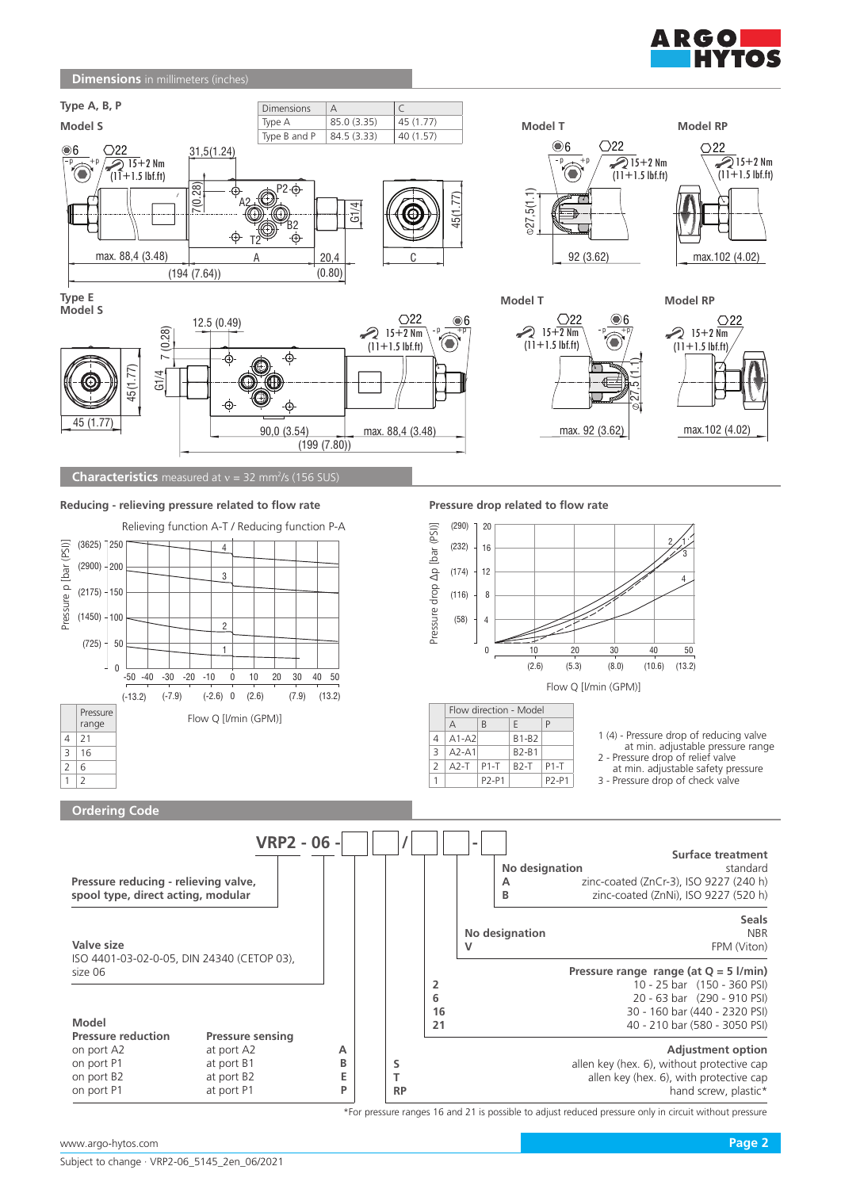## Dimensions in millimeters (inches)

**Type A, B, P**

**Model S**

| Dimensions | A | C |
|---|---|---|
| Type A | 85.0 (3.35) | 45 (1.77) |
| Type B and P | 84.5 (3.33) | 40 (1.57) |

⊚6 ⬡22 -p +p 15+2 Nm (11+1.5 lbf.ft)

31,5(1.24) 7(0.28) A2 P2 B2 T2 G1/4 45(1.77)

max. 88,4 (3.48) A 20,4 (0.80) C

(194 (7.64))

**Model T**

⊚6 ⬡22 -p +p 15+2 Nm (11+1.5 lbf.ft)

⌀27,5(1.1)

92 (3.62)

**Model RP**

⬡22 15+2 Nm (11+1.5 lbf.ft)

max.102 (4.02)

**Type E**

**Model S**

12.5 (0.49) 7 (0.28) G1/4 45(1.77)

45 (1.77) 90,0 (3.54) max. 88,4 (3.48)

(199 (7.80))

⬡22 ⊚6 15+2 Nm (11+1.5 lbf.ft) -p +p

**Model T**

⬡22 ⊚6 15+2 Nm (11+1.5 lbf.ft) -p +p

⌀27,5 (1.1)

max. 92 (3.62)

**Model RP**

⬡22 15+2 Nm (11+1.5 lbf.ft)

max.102 (4.02)

## Characteristics measured at ν = 32 mm²/s (156 SUS)

**Reducing - relieving pressure related to flow rate**

Relieving function A-T / Reducing function P-A

Pressure p [bar (PSI)]

(3625) 250
(2900) 200
(2175) 150
(1450) 100
(725) 50
0

-50 -40 -30 -20 -10 0 10 20 30 40 50

(-13.2) (-7.9) (-2.6) 0 (2.6) (7.9) (13.2)

Flow Q [l/min (GPM)]

4, 3, 2, 1

| | Pressure range |
|---|---|
| 4 | 21 |
| 3 | 16 |
| 2 | 6 |
| 1 | 2 |

**Pressure drop related to flow rate**

Pressure drop Δp [bar (PSI)]

(290) 20
(232) 16
(174) 12
(116) 8
(58) 4
0

10 20 30 40 50

(2.6) (5.3) (8.0) (10.6) (13.2)

Flow Q [l/min (GPM)]

2, 1, 3, 4

| | Flow direction - Model | | | |
|---|---|---|---|---|
| | A | B | E | P |
| 4 | A1-A2 | | B1-B2 | |
| 3 | A2-A1 | | B2-B1 | |
| 2 | A2-T | P1-T | B2-T | P1-T |
| 1 | | P2-P1 | | P2-P1 |

1 (4) - Pressure drop of reducing valve at min. adjustable pressure range
2 - Pressure drop of relief valve at min. adjustable safety pressure
3 - Pressure drop of check valve

## Ordering Code

**VRP2 - 06 - ☐ ☐ / ☐ ☐ - ☐**

**Pressure reducing - relieving valve, spool type, direct acting, modular**

**Valve size**
ISO 4401-03-02-0-05, DIN 24340 (CETOP 03), size 06

**Model**

| Pressure reduction | Pressure sensing | |
|---|---|---|
| on port A2 | at port A2 | A |
| on port P1 | at port B1 | B |
| on port B2 | at port B2 | E |
| on port P1 | at port P1 | P |

**Adjustment option**

| | |
|---|---|
| S | allen key (hex. 6), without protective cap |
| T | allen key (hex. 6), with protective cap |
| RP | hand screw, plastic* |

**Pressure range** range (at Q = 5 l/min)

| | |
|---|---|
| 2 | 10 - 25 bar (150 - 360 PSI) |
| 6 | 20 - 63 bar (290 - 910 PSI) |
| 16 | 30 - 160 bar (440 - 2320 PSI) |
| 21 | 40 - 210 bar (580 - 3050 PSI) |

**Seals**

| | |
|---|---|
| No designation | NBR |
| V | FPM (Viton) |

**Surface treatment**

| | |
|---|---|
| No designation | standard |
| A | zinc-coated (ZnCr-3), ISO 9227 (240 h) |
| B | zinc-coated (ZnNi), ISO 9227 (520 h) |

*For pressure ranges 16 and 21 is possible to adjust reduced pressure only in circuit without pressure

www.argo-hytos.com

Subject to change · VRP2-06_5145_2en_06/2021